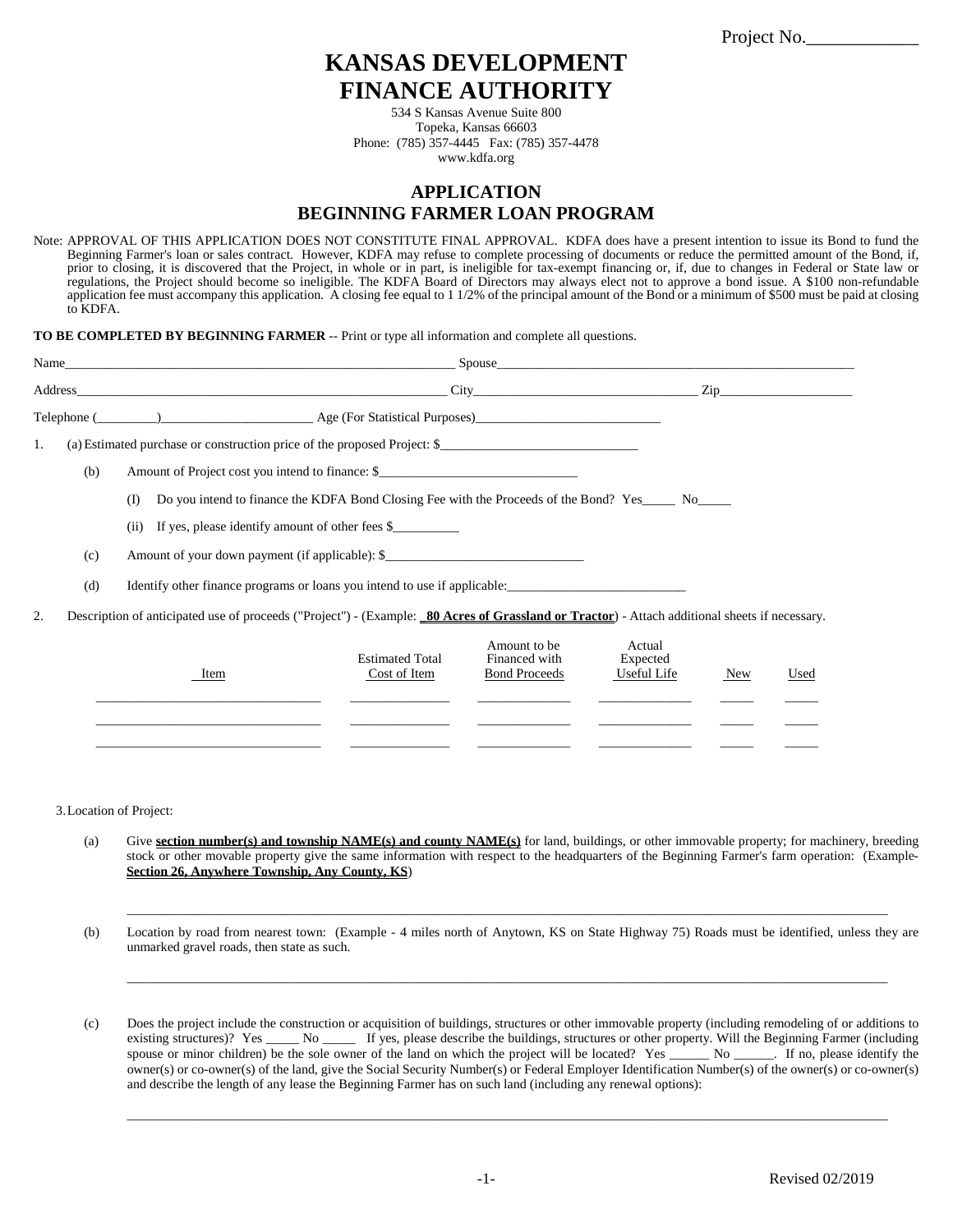Project No.____________

# KANSAS DEVELOPMENT FINANCE AUTHORITY

534 S Kansas Avenue Suite 800
Topeka, Kansas 66603
Phone: (785) 357-4445 Fax: (785) 357-4478
www.kdfa.org

## APPLICATION
## BEGINNING FARMER LOAN PROGRAM

Note: APPROVAL OF THIS APPLICATION DOES NOT CONSTITUTE FINAL APPROVAL. KDFA does have a present intention to issue its Bond to fund the Beginning Farmer's loan or sales contract. However, KDFA may refuse to complete processing of documents or reduce the permitted amount of the Bond, if, prior to closing, it is discovered that the Project, in whole or in part, is ineligible for tax-exempt financing or, if, due to changes in Federal or State law or regulations, the Project should become so ineligible. The KDFA Board of Directors may always elect not to approve a bond issue. A $100 non-refundable application fee must accompany this application. A closing fee equal to 1 1/2% of the principal amount of the Bond or a minimum of $500 must be paid at closing to KDFA.

**TO BE COMPLETED BY BEGINNING FARMER** -- Print or type all information and complete all questions.

Name______________________________ Spouse______________________________

Address______________________________ City______________________________ Zip____________________

Telephone (_________)________________________ Age (For Statistical Purposes)____________________________

1. (a) Estimated purchase or construction price of the proposed Project: $______________________________

   (b) Amount of Project cost you intend to finance: $______________________________

      (I) Do you intend to finance the KDFA Bond Closing Fee with the Proceeds of the Bond? Yes_____ No_____

      (ii) If yes, please identify amount of other fees $__________

   (c) Amount of your down payment (if applicable): $______________________________

   (d) Identify other finance programs or loans you intend to use if applicable:___________________________

2. Description of anticipated use of proceeds ("Project") - (Example: **__80 Acres of Grassland or Tractor**) - Attach additional sheets if necessary.

| Item | Estimated Total Cost of Item | Amount to be Financed with Bond Proceeds | Actual Expected Useful Life | New | Used |
|---|---|---|---|---|---|
| | | | | | |
| | | | | | |
| | | | | | |

3. Location of Project:

   (a) Give **section number(s) and township NAME(s) and county NAME(s)** for land, buildings, or other immovable property; for machinery, breeding stock or other movable property give the same information with respect to the headquarters of the Beginning Farmer's farm operation: (Example- **Section 26, Anywhere Township, Any County, KS**)

   ________________________________________________________________________________

   (b) Location by road from nearest town: (Example - 4 miles north of Anytown, KS on State Highway 75) Roads must be identified, unless they are unmarked gravel roads, then state as such.

   ________________________________________________________________________________

   (c) Does the project include the construction or acquisition of buildings, structures or other immovable property (including remodeling of or additions to existing structures)? Yes _____ No _____ If yes, please describe the buildings, structures or other property. Will the Beginning Farmer (including spouse or minor children) be the sole owner of the land on which the project will be located? Yes ______ No ______. If no, please identify the owner(s) or co-owner(s) of the land, give the Social Security Number(s) or Federal Employer Identification Number(s) of the owner(s) or co-owner(s) and describe the length of any lease the Beginning Farmer has on such land (including any renewal options):

   ________________________________________________________________________________

Revised 02/2019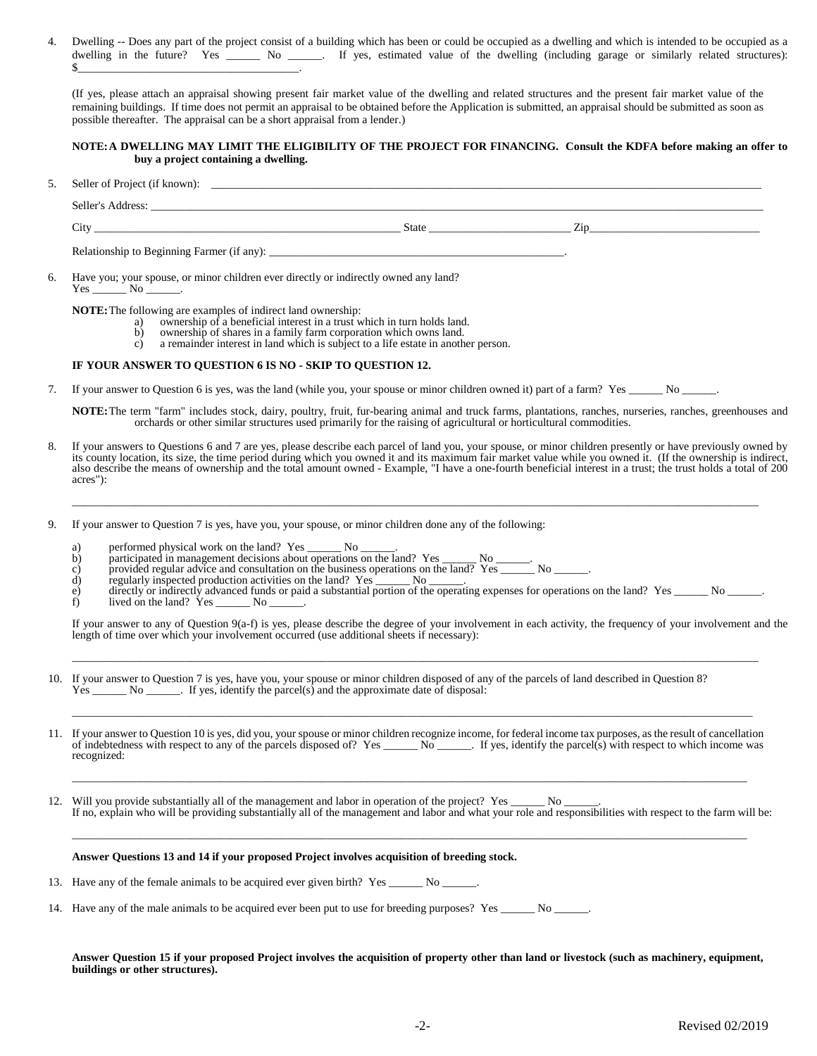4. Dwelling -- Does any part of the project consist of a building which has been or could be occupied as a dwelling and which is intended to be occupied as a dwelling in the future? Yes ______ No ______. If yes, estimated value of the dwelling (including garage or similarly related structures): $_______________________________________.

   (If yes, please attach an appraisal showing present fair market value of the dwelling and related structures and the present fair market value of the remaining buildings. If time does not permit an appraisal to be obtained before the Application is submitted, an appraisal should be submitted as soon as possible thereafter. The appraisal can be a short appraisal from a lender.)

   **NOTE: A DWELLING MAY LIMIT THE ELIGIBILITY OF THE PROJECT FOR FINANCING. Consult the KDFA before making an offer to buy a project containing a dwelling.**

5. Seller of Project (if known): ______________________________________________________________

   Seller's Address: ______________________________________________________________

   City ______________________________ State ____________________ Zip____________________

   Relationship to Beginning Farmer (if any): ____________________________________________.

6. Have you; your spouse, or minor children ever directly or indirectly owned any land?
   Yes ______ No ______.

   **NOTE:** The following are examples of indirect land ownership:
   a) ownership of a beneficial interest in a trust which in turn holds land.
   b) ownership of shares in a family farm corporation which owns land.
   c) a remainder interest in land which is subject to a life estate in another person.

   **IF YOUR ANSWER TO QUESTION 6 IS NO - SKIP TO QUESTION 12.**

7. If your answer to Question 6 is yes, was the land (while you, your spouse or minor children owned it) part of a farm? Yes ______ No ______.

   **NOTE:** The term "farm" includes stock, dairy, poultry, fruit, fur-bearing animal and truck farms, plantations, ranches, nurseries, ranches, greenhouses and orchards or other similar structures used primarily for the raising of agricultural or horticultural commodities.

8. If your answers to Questions 6 and 7 are yes, please describe each parcel of land you, your spouse, or minor children presently or have previously owned by its county location, its size, the time period during which you owned it and its maximum fair market value while you owned it. (If the ownership is indirect, also describe the means of ownership and the total amount owned - Example, "I have a one-fourth beneficial interest in a trust; the trust holds a total of 200 acres"):

   ______________________________________________________________________________

9. If your answer to Question 7 is yes, have you, your spouse, or minor children done any of the following:

   a) performed physical work on the land? Yes ______ No ______.
   b) participated in management decisions about operations on the land? Yes ______ No ______.
   c) provided regular advice and consultation on the business operations on the land? Yes ______ No ______.
   d) regularly inspected production activities on the land? Yes ______ No ______.
   e) directly or indirectly advanced funds or paid a substantial portion of the operating expenses for operations on the land? Yes ______ No ______.
   f) lived on the land? Yes ______ No ______.

   If your answer to any of Question 9(a-f) is yes, please describe the degree of your involvement in each activity, the frequency of your involvement and the length of time over which your involvement occurred (use additional sheets if necessary):

   ______________________________________________________________________________

10. If your answer to Question 7 is yes, have you, your spouse or minor children disposed of any of the parcels of land described in Question 8? Yes ______ No ______. If yes, identify the parcel(s) and the approximate date of disposal:

    ______________________________________________________________________________

11. If your answer to Question 10 is yes, did you, your spouse or minor children recognize income, for federal income tax purposes, as the result of cancellation of indebtedness with respect to any of the parcels disposed of? Yes ______ No ______. If yes, identify the parcel(s) with respect to which income was recognized:

    ______________________________________________________________________________

12. Will you provide substantially all of the management and labor in operation of the project? Yes ______ No ______.
    If no, explain who will be providing substantially all of the management and labor and what your role and responsibilities with respect to the farm will be:

    ______________________________________________________________________________

    **Answer Questions 13 and 14 if your proposed Project involves acquisition of breeding stock.**

13. Have any of the female animals to be acquired ever given birth? Yes ______ No ______.

14. Have any of the male animals to be acquired ever been put to use for breeding purposes? Yes ______ No ______.

**Answer Question 15 if your proposed Project involves the acquisition of property other than land or livestock (such as machinery, equipment, buildings or other structures).**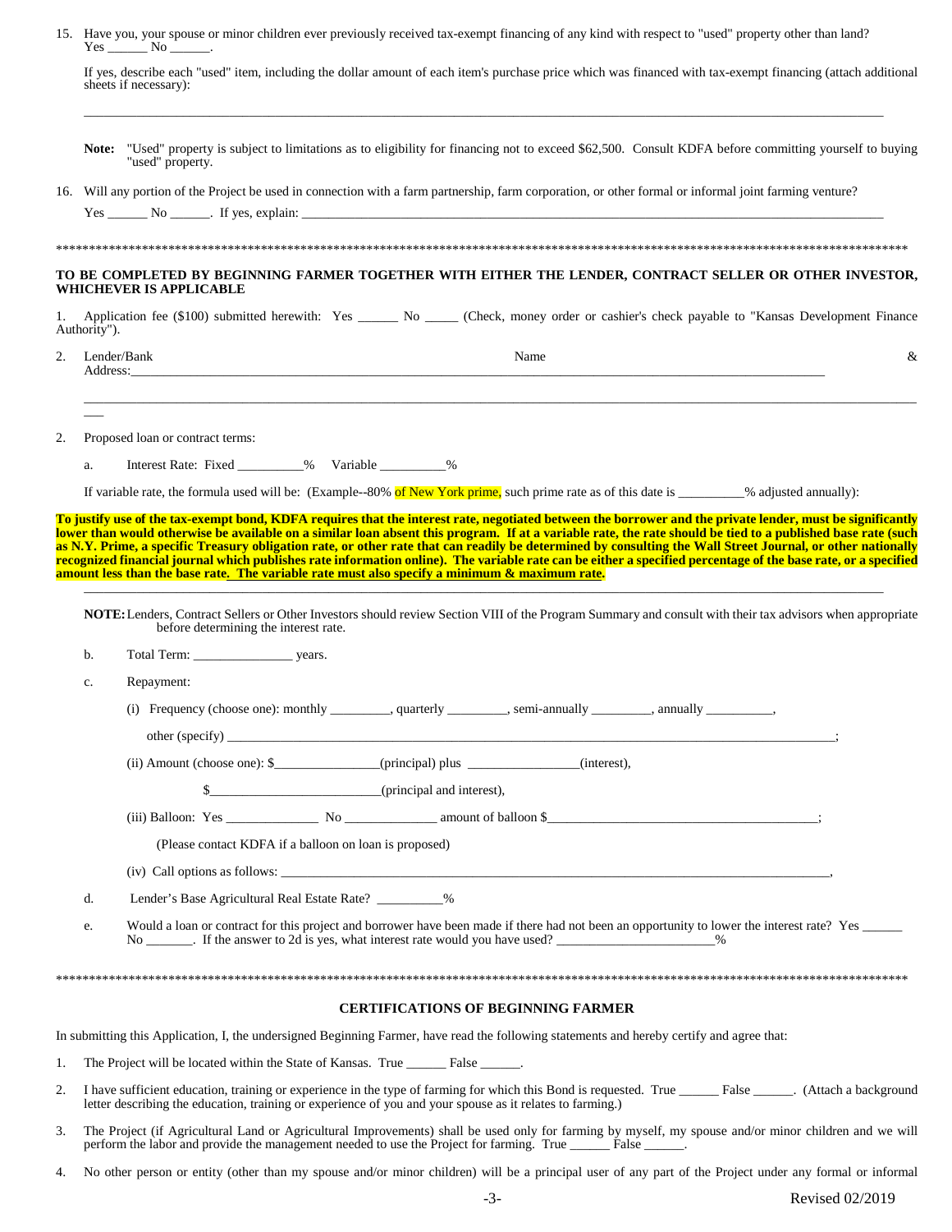15. Have you, your spouse or minor children ever previously received tax-exempt financing of any kind with respect to "used" property other than land? Yes ______ No ______.

    If yes, describe each "used" item, including the dollar amount of each item's purchase price which was financed with tax-exempt financing (attach additional sheets if necessary):

    ________________________________________________________________________________________________

    **Note:** "Used" property is subject to limitations as to eligibility for financing not to exceed $62,500. Consult KDFA before committing yourself to buying "used" property.

16. Will any portion of the Project be used in connection with a farm partnership, farm corporation, or other formal or informal joint farming venture?

    Yes ______ No ______. If yes, explain: ________________________________________________________________

****************************************************************************************************************************

**TO BE COMPLETED BY BEGINNING FARMER TOGETHER WITH EITHER THE LENDER, CONTRACT SELLER OR OTHER INVESTOR, WHICHEVER IS APPLICABLE**

1. Application fee ($100) submitted herewith: Yes ______ No _____ (Check, money order or cashier's check payable to "Kansas Development Finance Authority").

2. Lender/Bank Name & Address:________________________________________________________________________________________

   ________________________________________________________________________________________________

2. Proposed loan or contract terms:

   a. Interest Rate: Fixed __________% Variable __________%

   If variable rate, the formula used will be: (Example--80% of New York prime, such prime rate as of this date is __________% adjusted annually):

**To justify use of the tax-exempt bond, KDFA requires that the interest rate, negotiated between the borrower and the private lender, must be significantly lower than would otherwise be available on a similar loan absent this program. If at a variable rate, the rate should be tied to a published base rate (such as N.Y. Prime, a specific Treasury obligation rate, or other rate that can readily be determined by consulting the Wall Street Journal, or other nationally recognized financial journal which publishes rate information online). The variable rate can be either a specified percentage of the base rate, or a specified amount less than the base rate. The variable rate must also specify a minimum & maximum rate.**

   ________________________________________________________________________________________________

   **NOTE:** Lenders, Contract Sellers or Other Investors should review Section VIII of the Program Summary and consult with their tax advisors when appropriate before determining the interest rate.

   b. Total Term: _______________ years.

   c. Repayment:

      (i) Frequency (choose one): monthly _________, quarterly _________, semi-annually _________, annually __________,

      other (specify) ________________________________________________________________________________;

      (ii) Amount (choose one): $_______________(principal) plus ________________(interest),

      $_________________________(principal and interest),

      (iii) Balloon: Yes _____________ No _____________ amount of balloon $________________________________________;

      (Please contact KDFA if a balloon on loan is proposed)

      (iv) Call options as follows: ________________________________________________________________________,

   d. Lender's Base Agricultural Real Estate Rate? __________%

   e. Would a loan or contract for this project and borrower have been made if there had not been an opportunity to lower the interest rate? Yes ______ No _______. If the answer to 2d is yes, what interest rate would you have used? ________________________%

****************************************************************************************************************************

## CERTIFICATIONS OF BEGINNING FARMER

In submitting this Application, I, the undersigned Beginning Farmer, have read the following statements and hereby certify and agree that:

1. The Project will be located within the State of Kansas. True ______ False ______.

2. I have sufficient education, training or experience in the type of farming for which this Bond is requested. True ______ False ______. (Attach a background letter describing the education, training or experience of you and your spouse as it relates to farming.)

3. The Project (if Agricultural Land or Agricultural Improvements) shall be used only for farming by myself, my spouse and/or minor children and we will perform the labor and provide the management needed to use the Project for farming. True ______ False ______.

4. No other person or entity (other than my spouse and/or minor children) will be a principal user of any part of the Project under any formal or informal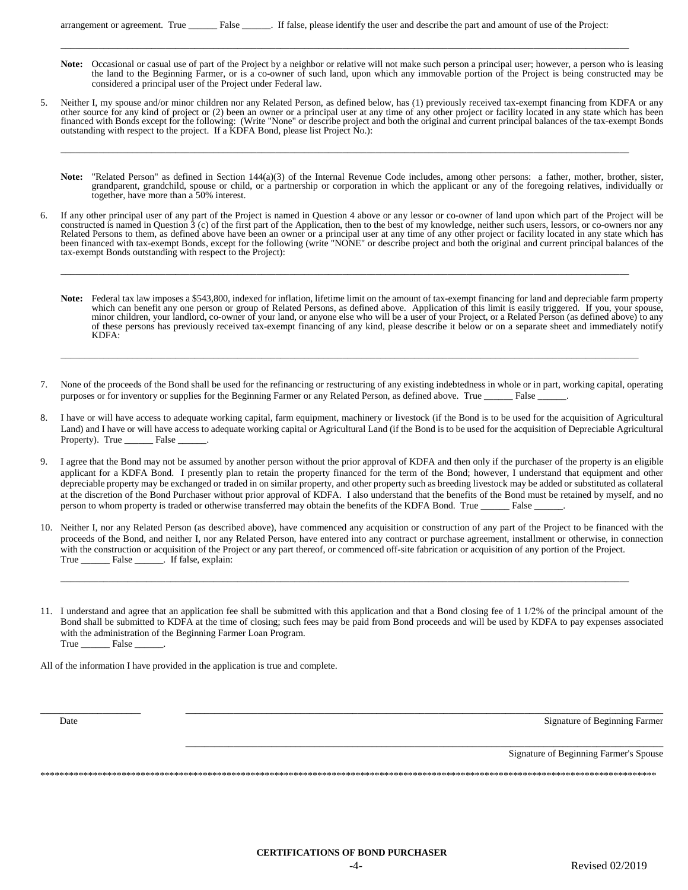arrangement or agreement. True ______ False ______. If false, please identify the user and describe the part and amount of use of the Project:

______________________________________________________________________________________________________________

**Note:** Occasional or casual use of part of the Project by a neighbor or relative will not make such person a principal user; however, a person who is leasing the land to the Beginning Farmer, or is a co-owner of such land, upon which any immovable portion of the Project is being constructed may be considered a principal user of the Project under Federal law.

5. Neither I, my spouse and/or minor children nor any Related Person, as defined below, has (1) previously received tax-exempt financing from KDFA or any other source for any kind of project or (2) been an owner or a principal user at any time of any other project or facility located in any state which has been financed with Bonds except for the following: (Write "None" or describe project and both the original and current principal balances of the tax-exempt Bonds outstanding with respect to the project. If a KDFA Bond, please list Project No.):

______________________________________________________________________________________________________________

**Note:** "Related Person" as defined in Section 144(a)(3) of the Internal Revenue Code includes, among other persons: a father, mother, brother, sister, grandparent, grandchild, spouse or child, or a partnership or corporation in which the applicant or any of the foregoing relatives, individually or together, have more than a 50% interest.

6. If any other principal user of any part of the Project is named in Question 4 above or any lessor or co-owner of land upon which part of the Project will be constructed is named in Question 3 (c) of the first part of the Application, then to the best of my knowledge, neither such users, lessors, or co-owners nor any Related Persons to them, as defined above have been an owner or a principal user at any time of any other project or facility located in any state which has been financed with tax-exempt Bonds, except for the following (write "NONE" or describe project and both the original and current principal balances of the tax-exempt Bonds outstanding with respect to the Project):

______________________________________________________________________________________________________________

**Note:** Federal tax law imposes a $543,800, indexed for inflation, lifetime limit on the amount of tax-exempt financing for land and depreciable farm property which can benefit any one person or group of Related Persons, as defined above. Application of this limit is easily triggered. If you, your spouse, minor children, your landlord, co-owner of your land, or anyone else who will be a user of your Project, or a Related Person (as defined above) to any of these persons has previously received tax-exempt financing of any kind, please describe it below or on a separate sheet and immediately notify KDFA:

______________________________________________________________________________________________________________

7. None of the proceeds of the Bond shall be used for the refinancing or restructuring of any existing indebtedness in whole or in part, working capital, operating purposes or for inventory or supplies for the Beginning Farmer or any Related Person, as defined above. True ______ False ______.

8. I have or will have access to adequate working capital, farm equipment, machinery or livestock (if the Bond is to be used for the acquisition of Agricultural Land) and I have or will have access to adequate working capital or Agricultural Land (if the Bond is to be used for the acquisition of Depreciable Agricultural Property). True ______ False ______.

9. I agree that the Bond may not be assumed by another person without the prior approval of KDFA and then only if the purchaser of the property is an eligible applicant for a KDFA Bond. I presently plan to retain the property financed for the term of the Bond; however, I understand that equipment and other depreciable property may be exchanged or traded in on similar property, and other property such as breeding livestock may be added or substituted as collateral at the discretion of the Bond Purchaser without prior approval of KDFA. I also understand that the benefits of the Bond must be retained by myself, and no person to whom property is traded or otherwise transferred may obtain the benefits of the KDFA Bond. True ______ False ______.

10. Neither I, nor any Related Person (as described above), have commenced any acquisition or construction of any part of the Project to be financed with the proceeds of the Bond, and neither I, nor any Related Person, have entered into any contract or purchase agreement, installment or otherwise, in connection with the construction or acquisition of the Project or any part thereof, or commenced off-site fabrication or acquisition of any portion of the Project. True ______ False ______. If false, explain:

______________________________________________________________________________________________________________

11. I understand and agree that an application fee shall be submitted with this application and that a Bond closing fee of 1 1/2% of the principal amount of the Bond shall be submitted to KDFA at the time of closing; such fees may be paid from Bond proceeds and will be used by KDFA to pay expenses associated with the administration of the Beginning Farmer Loan Program.
True ______ False ______.

All of the information I have provided in the application is true and complete.

____________________ ______________________________________________________________

Date Signature of Beginning Farmer

______________________________________________________________

Signature of Beginning Farmer's Spouse

*****************************************************************************************************************************

**CERTIFICATIONS OF BOND PURCHASER**

Revised 02/2019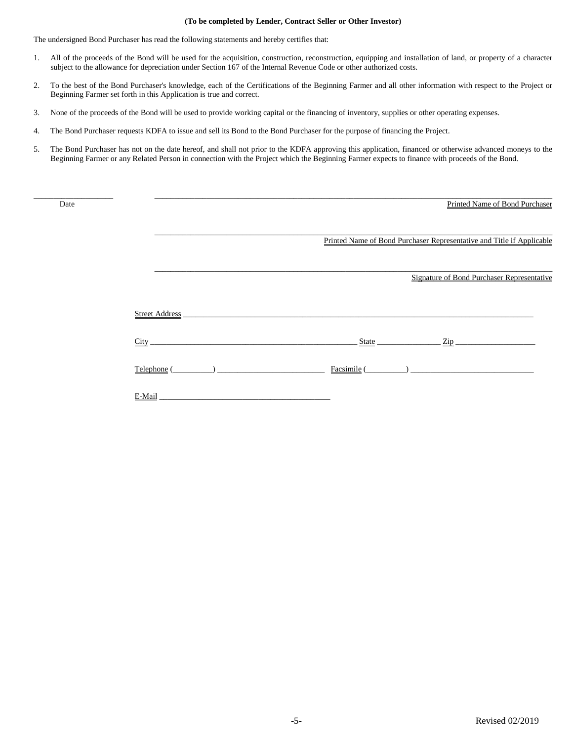**(To be completed by Lender, Contract Seller or Other Investor)**

The undersigned Bond Purchaser has read the following statements and hereby certifies that:

1. All of the proceeds of the Bond will be used for the acquisition, construction, reconstruction, equipping and installation of land, or property of a character subject to the allowance for depreciation under Section 167 of the Internal Revenue Code or other authorized costs.

2. To the best of the Bond Purchaser's knowledge, each of the Certifications of the Beginning Farmer and all other information with respect to the Project or Beginning Farmer set forth in this Application is true and correct.

3. None of the proceeds of the Bond will be used to provide working capital or the financing of inventory, supplies or other operating expenses.

4. The Bond Purchaser requests KDFA to issue and sell its Bond to the Bond Purchaser for the purpose of financing the Project.

5. The Bond Purchaser has not on the date hereof, and shall not prior to the KDFA approving this application, financed or otherwise advanced moneys to the Beginning Farmer or any Related Person in connection with the Project which the Beginning Farmer expects to finance with proceeds of the Bond.

____________________ ________________________________________________________________________________

Date Printed Name of Bond Purchaser

________________________________________________________________________________

Printed Name of Bond Purchaser Representative and Title if Applicable

________________________________________________________________________________

Signature of Bond Purchaser Representative

Street Address ________________________________________________________________________________

City ____________________________________________ State _______________ Zip ___________________

Telephone (_________) __________________________ Facsimile (_________) ______________________________

E-Mail ____________________________________________

Revised 02/2019